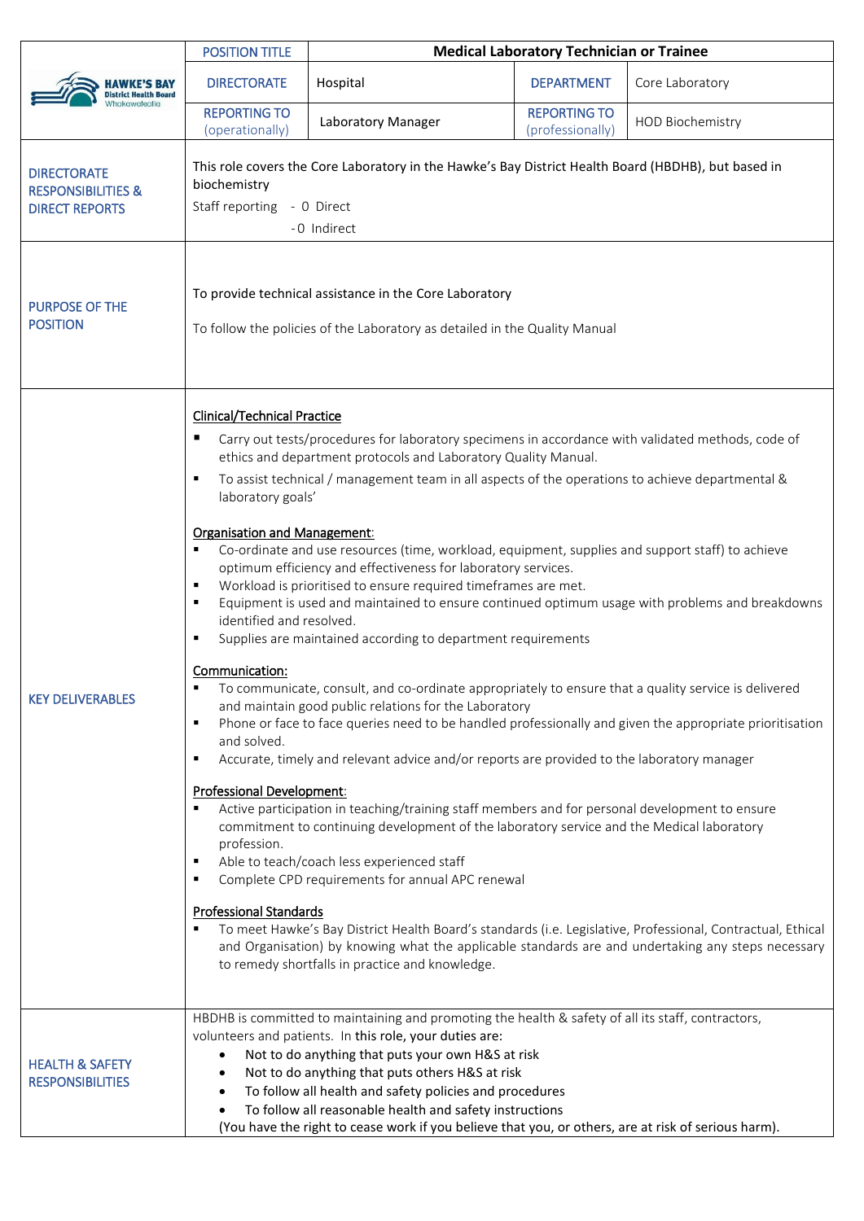| HAWKE'S BAY District Health Board Whakawāteatia | POSITION TITLE | Medical Laboratory Technician or Trainee | | |
|---|---|---|---|---|
| | DIRECTORATE | Hospital | DEPARTMENT | Core Laboratory |
| | REPORTING TO (operationally) | Laboratory Manager | REPORTING TO (professionally) | HOD Biochemistry |

| | |
|---|---|
| DIRECTORATE RESPONSIBILITIES & DIRECT REPORTS | This role covers the Core Laboratory in the Hawke's Bay District Health Board (HBDHB), but based in biochemistry<br>Staff reporting - 0 Direct<br>-0 Indirect |
| PURPOSE OF THE POSITION | To provide technical assistance in the Core Laboratory<br><br>To follow the policies of the Laboratory as detailed in the Quality Manual |
| KEY DELIVERABLES | **Clinical/Technical Practice**<br>▪ Carry out tests/procedures for laboratory specimens in accordance with validated methods, code of ethics and department protocols and Laboratory Quality Manual.<br>▪ To assist technical / management team in all aspects of the operations to achieve departmental & laboratory goals'<br><br>**Organisation and Management**:<br>▪ Co-ordinate and use resources (time, workload, equipment, supplies and support staff) to achieve optimum efficiency and effectiveness for laboratory services.<br>▪ Workload is prioritised to ensure required timeframes are met.<br>▪ Equipment is used and maintained to ensure continued optimum usage with problems and breakdowns identified and resolved.<br>▪ Supplies are maintained according to department requirements<br><br>**Communication:**<br>▪ To communicate, consult, and co-ordinate appropriately to ensure that a quality service is delivered and maintain good public relations for the Laboratory<br>▪ Phone or face to face queries need to be handled professionally and given the appropriate prioritisation and solved.<br>▪ Accurate, timely and relevant advice and/or reports are provided to the laboratory manager<br><br>**Professional Development**:<br>▪ Active participation in teaching/training staff members and for personal development to ensure commitment to continuing development of the laboratory service and the Medical laboratory profession.<br>▪ Able to teach/coach less experienced staff<br>▪ Complete CPD requirements for annual APC renewal<br><br>**Professional Standards**<br>▪ To meet Hawke's Bay District Health Board's standards (i.e. Legislative, Professional, Contractual, Ethical and Organisation) by knowing what the applicable standards are and undertaking any steps necessary to remedy shortfalls in practice and knowledge. |
| HEALTH & SAFETY RESPONSIBILITIES | HBDHB is committed to maintaining and promoting the health & safety of all its staff, contractors, volunteers and patients. In this role, your duties are:<br>• Not to do anything that puts your own H&S at risk<br>• Not to do anything that puts others H&S at risk<br>• To follow all health and safety policies and procedures<br>• To follow all reasonable health and safety instructions<br>(You have the right to cease work if you believe that you, or others, are at risk of serious harm). |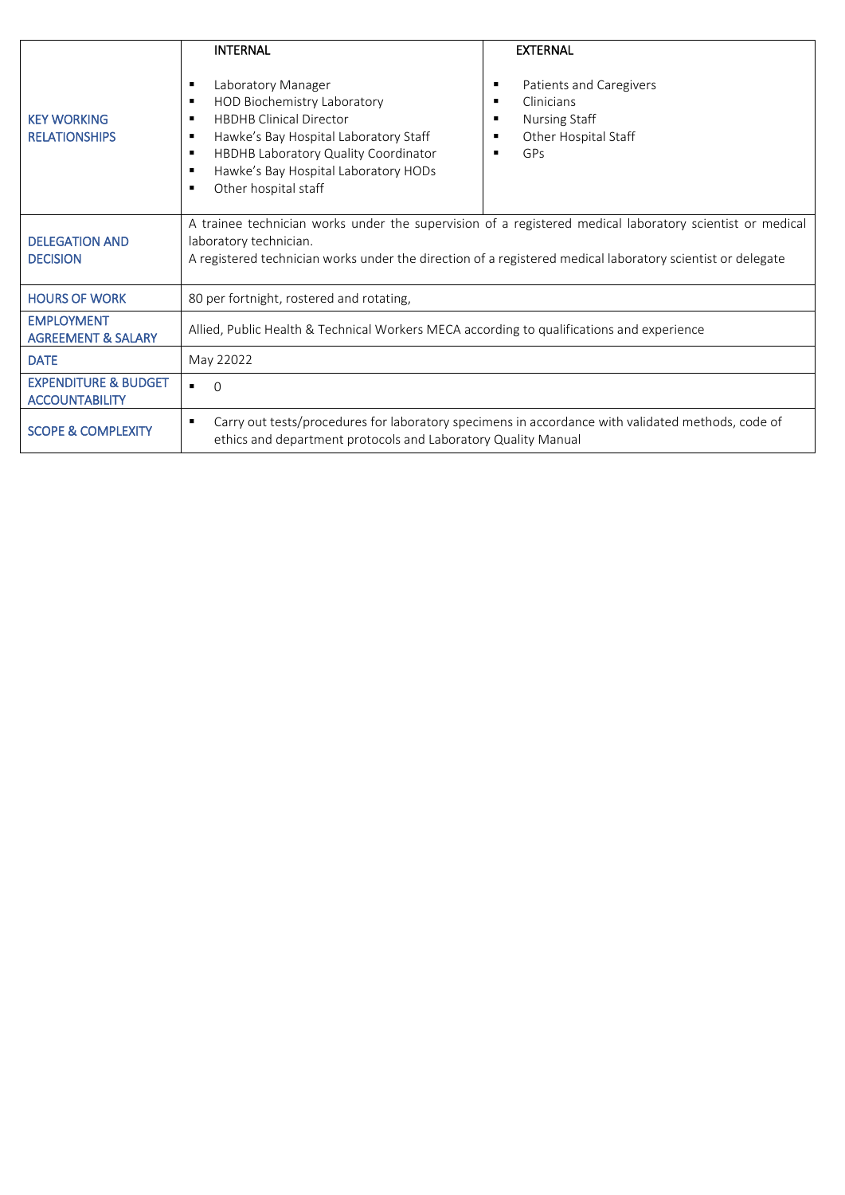| | INTERNAL | EXTERNAL |
|---|---|---|
| KEY WORKING RELATIONSHIPS | ▪ Laboratory Manager<br>▪ HOD Biochemistry Laboratory<br>▪ HBDHB Clinical Director<br>▪ Hawke's Bay Hospital Laboratory Staff<br>▪ HBDHB Laboratory Quality Coordinator<br>▪ Hawke's Bay Hospital Laboratory HODs<br>▪ Other hospital staff | ▪ Patients and Caregivers<br>▪ Clinicians<br>▪ Nursing Staff<br>▪ Other Hospital Staff<br>▪ GPs |
| DELEGATION AND DECISION | A trainee technician works under the supervision of a registered medical laboratory scientist or medical laboratory technician.<br>A registered technician works under the direction of a registered medical laboratory scientist or delegate | |
| HOURS OF WORK | 80 per fortnight, rostered and rotating, | |
| EMPLOYMENT AGREEMENT & SALARY | Allied, Public Health & Technical Workers MECA according to qualifications and experience | |
| DATE | May 22022 | |
| EXPENDITURE & BUDGET ACCOUNTABILITY | ▪ 0 | |
| SCOPE & COMPLEXITY | ▪ Carry out tests/procedures for laboratory specimens in accordance with validated methods, code of ethics and department protocols and Laboratory Quality Manual | |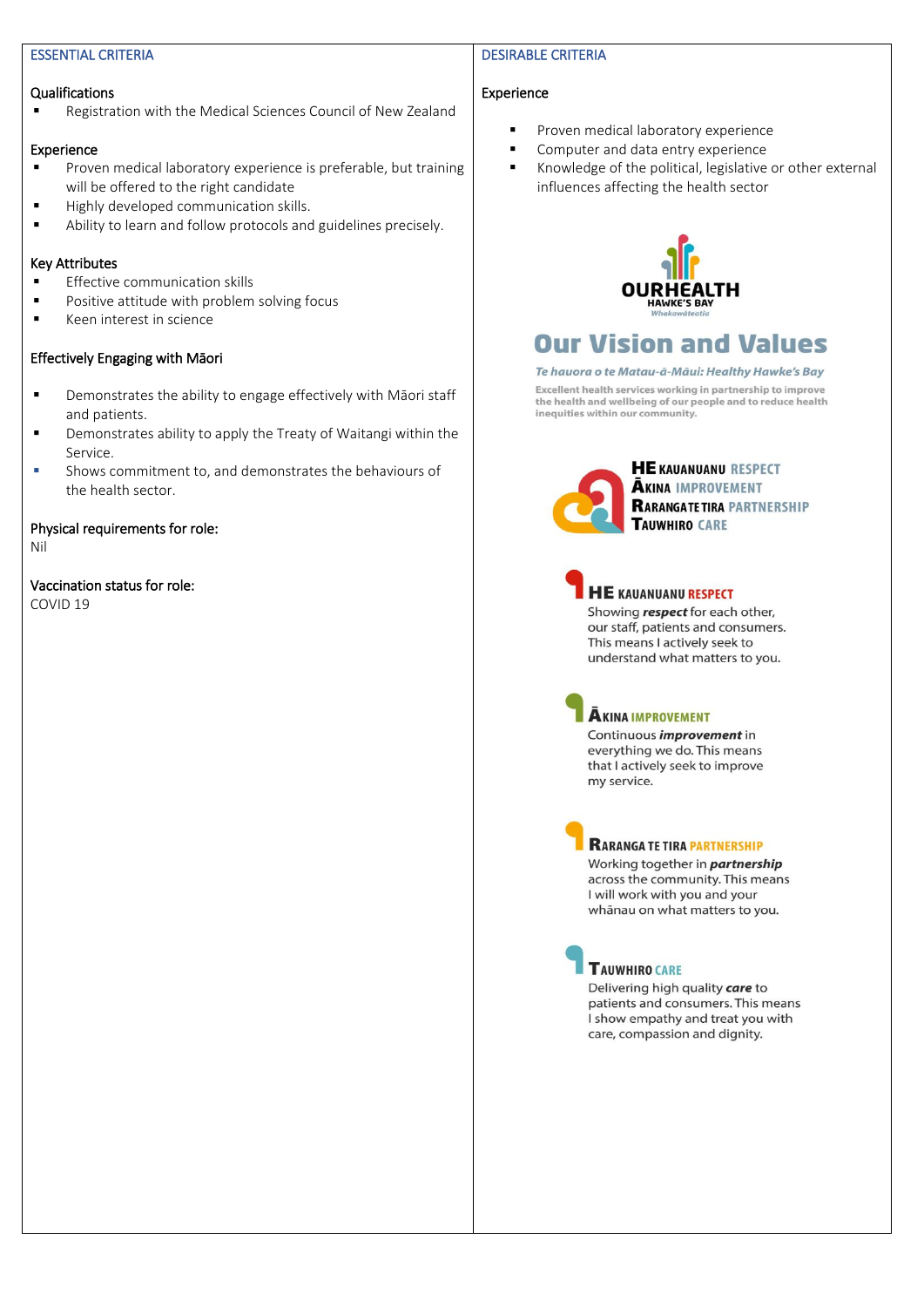## ESSENTIAL CRITERIA

### Qualifications

- Registration with the Medical Sciences Council of New Zealand

### Experience

- Proven medical laboratory experience is preferable, but training will be offered to the right candidate
- Highly developed communication skills.
- Ability to learn and follow protocols and guidelines precisely.

### Key Attributes

- Effective communication skills
- Positive attitude with problem solving focus
- Keen interest in science

### Effectively Engaging with Māori

- Demonstrates the ability to engage effectively with Māori staff and patients.
- Demonstrates ability to apply the Treaty of Waitangi within the Service.
- Shows commitment to, and demonstrates the behaviours of the health sector.

### Physical requirements for role:

Nil

### Vaccination status for role:

COVID 19

## DESIRABLE CRITERIA

### Experience

- Proven medical laboratory experience
- Computer and data entry experience
- Knowledge of the political, legislative or other external influences affecting the health sector

OURHEALTH
HAWKE'S BAY
*Whakawāteatia*

## Our Vision and Values

*Te hauora o te Matau-ā-Māui: Healthy Hawke's Bay*

Excellent health services working in partnership to improve the health and wellbeing of our people and to reduce health inequities within our community.

HE KAUANUANU RESPECT
ĀKINA IMPROVEMENT
RARANGA TE TIRA PARTNERSHIP
TAUWHIRO CARE

**HE KAUANUANU RESPECT**

Showing ***respect*** for each other, our staff, patients and consumers. This means I actively seek to understand what matters to you.

**ĀKINA IMPROVEMENT**

Continuous ***improvement*** in everything we do. This means that I actively seek to improve my service.

**RARANGA TE TIRA PARTNERSHIP**

Working together in ***partnership*** across the community. This means I will work with you and your whānau on what matters to you.

**TAUWHIRO CARE**

Delivering high quality ***care*** to patients and consumers. This means I show empathy and treat you with care, compassion and dignity.